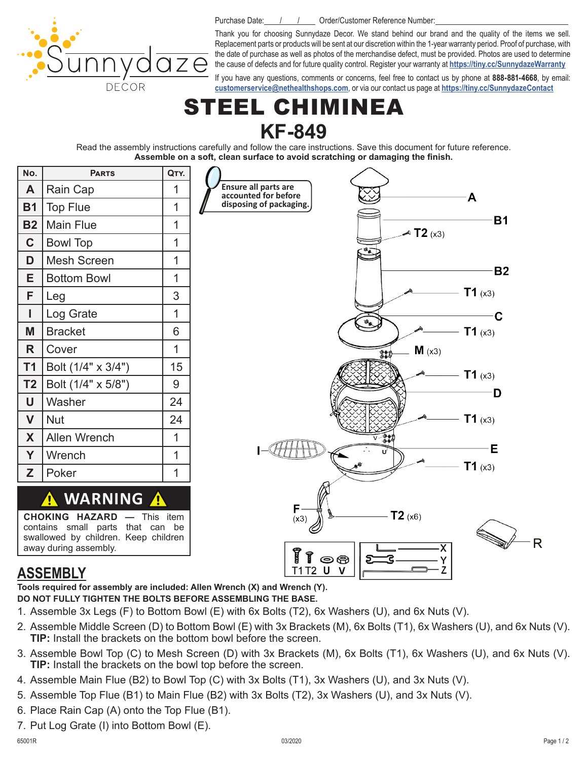Sunnydaze DECOR

Purchase Date:\_\_\_/\_\_\_/\_\_\_ Order/Customer Reference Number:\_\_\_\_\_\_\_\_\_\_\_\_\_\_\_\_\_\_\_\_\_\_\_\_

Thank you for choosing Sunnydaze Decor. We stand behind our brand and the quality of the items we sell. Replacement parts or products will be sent at our discretion within the 1-year warranty period. Proof of purchase, with the date of purchase as well as photos of the merchandise defect, must be provided. Photos are used to determine the cause of defects and for future quality control. Register your warranty at https://tiny.cc/SunnydazeWarranty

If you have any questions, comments or concerns, feel free to contact us by phone at **888-881-4668**, by email: customerservice@nethealthshops.com, or via our contact us page at https://tiny.cc/SunnydazeContact

# STEEL CHIMINEA

# KF-849

Read the assembly instructions carefully and follow the care instructions. Save this document for future reference.
**Assemble on a soft, clean surface to avoid scratching or damaging the finish.**

| No. | Parts | Qty. |
|---|---|---|
| A | Rain Cap | 1 |
| B1 | Top Flue | 1 |
| B2 | Main Flue | 1 |
| C | Bowl Top | 1 |
| D | Mesh Screen | 1 |
| E | Bottom Bowl | 1 |
| F | Leg | 3 |
| I | Log Grate | 1 |
| M | Bracket | 6 |
| R | Cover | 1 |
| T1 | Bolt (1/4" x 3/4") | 15 |
| T2 | Bolt (1/4" x 5/8") | 9 |
| U | Washer | 24 |
| V | Nut | 24 |
| X | Allen Wrench | 1 |
| Y | Wrench | 1 |
| Z | Poker | 1 |

Ensure all parts are accounted for before disposing of packaging.

A, B1, T2 (x3), B2, T1 (x3), C, T1 (x3), M (x3), T1 (x3), D, T1 (x3), I, E, T1 (x3), F (x3), T2 (x6), R, T1 T2 U V, X, Y, Z

## ⚠ WARNING ⚠

**CHOKING HAZARD** — This item contains small parts that can be swallowed by children. Keep children away during assembly.

## ASSEMBLY

**Tools required for assembly are included: Allen Wrench (X) and Wrench (Y).**
**DO NOT FULLY TIGHTEN THE BOLTS BEFORE ASSEMBLING THE BASE.**

1. Assemble 3x Legs (F) to Bottom Bowl (E) with 6x Bolts (T2), 6x Washers (U), and 6x Nuts (V).
2. Assemble Middle Screen (D) to Bottom Bowl (E) with 3x Brackets (M), 6x Bolts (T1), 6x Washers (U), and 6x Nuts (V).
   **TIP:** Install the brackets on the bottom bowl before the screen.
3. Assemble Bowl Top (C) to Mesh Screen (D) with 3x Brackets (M), 6x Bolts (T1), 6x Washers (U), and 6x Nuts (V).
   **TIP:** Install the brackets on the bowl top before the screen.
4. Assemble Main Flue (B2) to Bowl Top (C) with 3x Bolts (T1), 3x Washers (U), and 3x Nuts (V).
5. Assemble Top Flue (B1) to Main Flue (B2) with 3x Bolts (T2), 3x Washers (U), and 3x Nuts (V).
6. Place Rain Cap (A) onto the Top Flue (B1).
7. Put Log Grate (I) into Bottom Bowl (E).

65001R 03/2020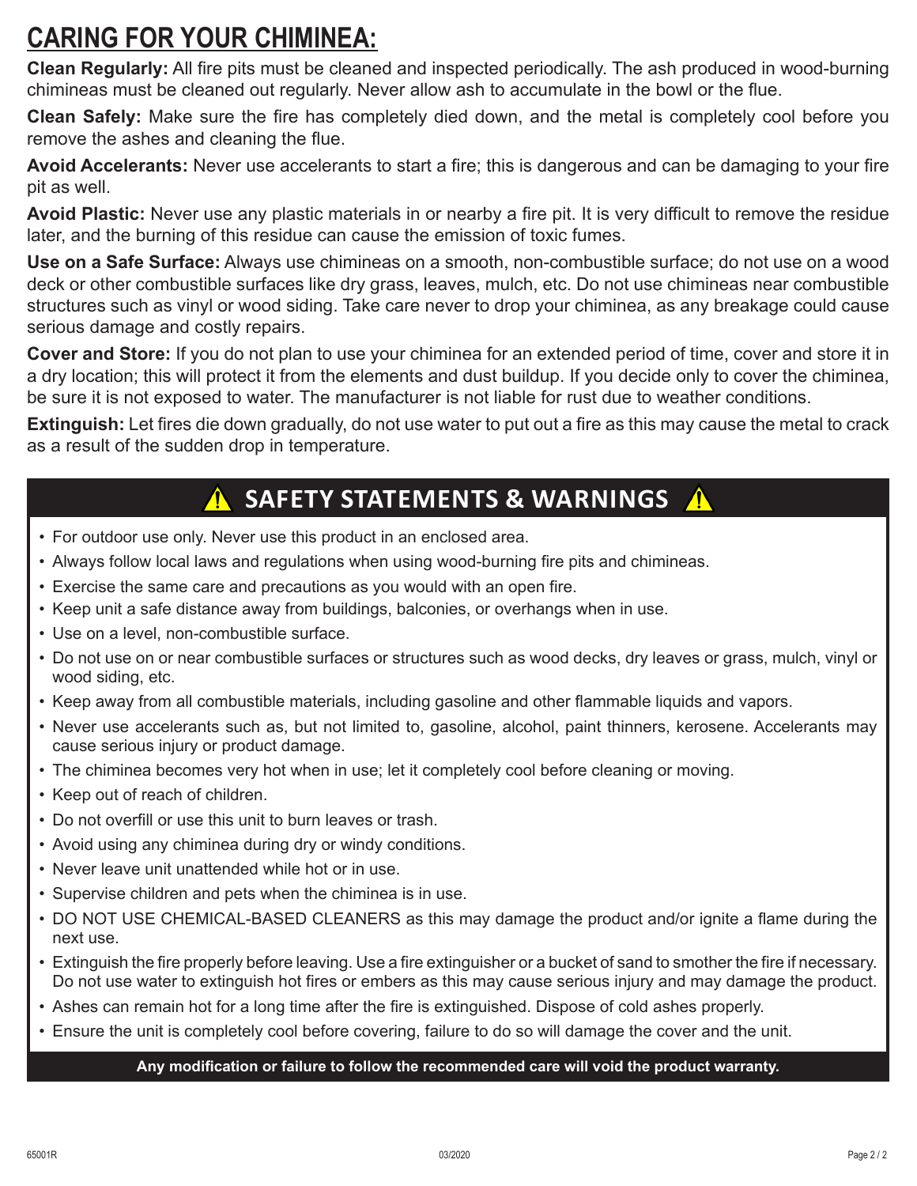# CARING FOR YOUR CHIMINEA:

**Clean Regularly:** All fire pits must be cleaned and inspected periodically. The ash produced in wood-burning chimineas must be cleaned out regularly. Never allow ash to accumulate in the bowl or the flue.

**Clean Safely:** Make sure the fire has completely died down, and the metal is completely cool before you remove the ashes and cleaning the flue.

**Avoid Accelerants:** Never use accelerants to start a fire; this is dangerous and can be damaging to your fire pit as well.

**Avoid Plastic:** Never use any plastic materials in or nearby a fire pit. It is very difficult to remove the residue later, and the burning of this residue can cause the emission of toxic fumes.

**Use on a Safe Surface:** Always use chimineas on a smooth, non-combustible surface; do not use on a wood deck or other combustible surfaces like dry grass, leaves, mulch, etc. Do not use chimineas near combustible structures such as vinyl or wood siding. Take care never to drop your chiminea, as any breakage could cause serious damage and costly repairs.

**Cover and Store:** If you do not plan to use your chiminea for an extended period of time, cover and store it in a dry location; this will protect it from the elements and dust buildup. If you decide only to cover the chiminea, be sure it is not exposed to water. The manufacturer is not liable for rust due to weather conditions.

**Extinguish:** Let fires die down gradually, do not use water to put out a fire as this may cause the metal to crack as a result of the sudden drop in temperature.

## ⚠ SAFETY STATEMENTS & WARNINGS ⚠

- For outdoor use only. Never use this product in an enclosed area.
- Always follow local laws and regulations when using wood-burning fire pits and chimineas.
- Exercise the same care and precautions as you would with an open fire.
- Keep unit a safe distance away from buildings, balconies, or overhangs when in use.
- Use on a level, non-combustible surface.
- Do not use on or near combustible surfaces or structures such as wood decks, dry leaves or grass, mulch, vinyl or wood siding, etc.
- Keep away from all combustible materials, including gasoline and other flammable liquids and vapors.
- Never use accelerants such as, but not limited to, gasoline, alcohol, paint thinners, kerosene. Accelerants may cause serious injury or product damage.
- The chiminea becomes very hot when in use; let it completely cool before cleaning or moving.
- Keep out of reach of children.
- Do not overfill or use this unit to burn leaves or trash.
- Avoid using any chiminea during dry or windy conditions.
- Never leave unit unattended while hot or in use.
- Supervise children and pets when the chiminea is in use.
- DO NOT USE CHEMICAL-BASED CLEANERS as this may damage the product and/or ignite a flame during the next use.
- Extinguish the fire properly before leaving. Use a fire extinguisher or a bucket of sand to smother the fire if necessary. Do not use water to extinguish hot fires or embers as this may cause serious injury and may damage the product.
- Ashes can remain hot for a long time after the fire is extinguished. Dispose of cold ashes properly.
- Ensure the unit is completely cool before covering, failure to do so will damage the cover and the unit.

**Any modification or failure to follow the recommended care will void the product warranty.**

65001R 03/2020